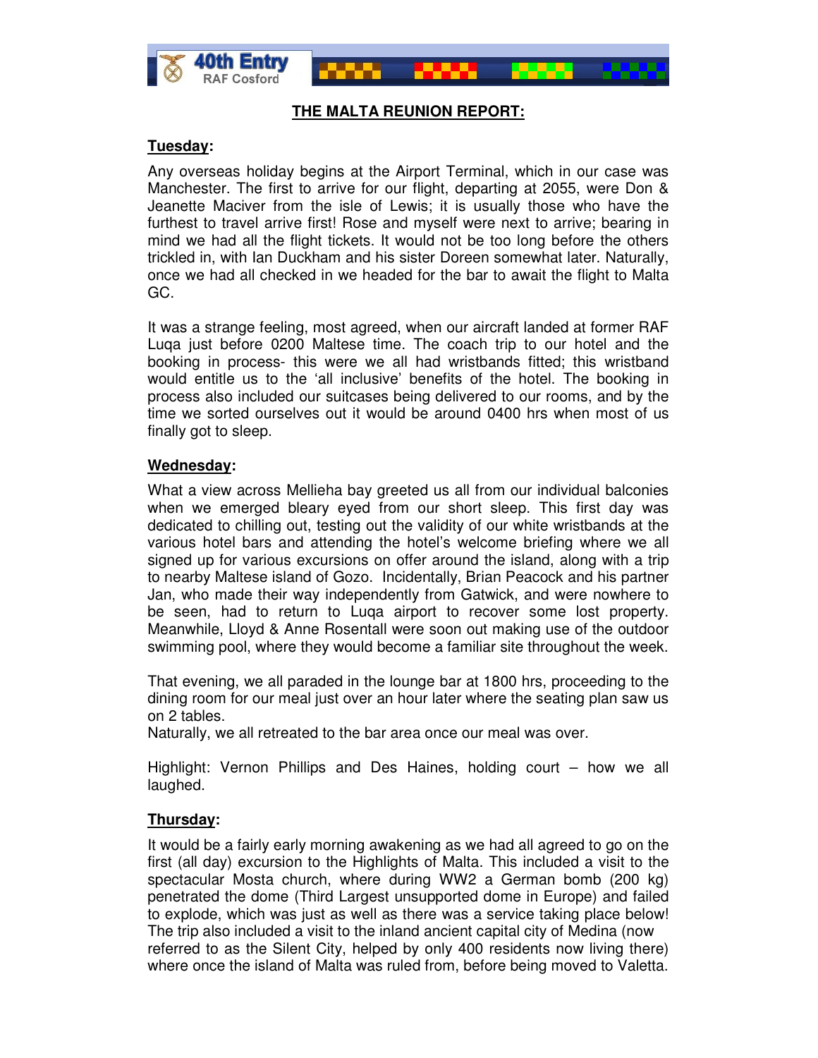## THE MALTA REUNION REPORT:

### Tuesday:

Any overseas holiday begins at the Airport Terminal, which in our case was Manchester. The first to arrive for our flight, departing at 2055, were Don & Jeanette Maciver from the isle of Lewis; it is usually those who have the furthest to travel arrive first! Rose and myself were next to arrive; bearing in mind we had all the flight tickets. It would not be too long before the others trickled in, with Ian Duckham and his sister Doreen somewhat later. Naturally, once we had all checked in we headed for the bar to await the flight to Malta GC.

It was a strange feeling, most agreed, when our aircraft landed at former RAF Luqa just before 0200 Maltese time. The coach trip to our hotel and the booking in process- this were we all had wristbands fitted; this wristband would entitle us to the 'all inclusive' benefits of the hotel. The booking in process also included our suitcases being delivered to our rooms, and by the time we sorted ourselves out it would be around 0400 hrs when most of us finally got to sleep.

### Wednesday:

What a view across Mellieha bay greeted us all from our individual balconies when we emerged bleary eyed from our short sleep. This first day was dedicated to chilling out, testing out the validity of our white wristbands at the various hotel bars and attending the hotel's welcome briefing where we all signed up for various excursions on offer around the island, along with a trip to nearby Maltese island of Gozo. Incidentally, Brian Peacock and his partner Jan, who made their way independently from Gatwick, and were nowhere to be seen, had to return to Luqa airport to recover some lost property. Meanwhile, Lloyd & Anne Rosentall were soon out making use of the outdoor swimming pool, where they would become a familiar site throughout the week.

That evening, we all paraded in the lounge bar at 1800 hrs, proceeding to the dining room for our meal just over an hour later where the seating plan saw us on 2 tables.
Naturally, we all retreated to the bar area once our meal was over.

Highlight: Vernon Phillips and Des Haines, holding court – how we all laughed.

### Thursday:

It would be a fairly early morning awakening as we had all agreed to go on the first (all day) excursion to the Highlights of Malta. This included a visit to the spectacular Mosta church, where during WW2 a German bomb (200 kg) penetrated the dome (Third Largest unsupported dome in Europe) and failed to explode, which was just as well as there was a service taking place below! The trip also included a visit to the inland ancient capital city of Medina (now referred to as the Silent City, helped by only 400 residents now living there) where once the island of Malta was ruled from, before being moved to Valetta.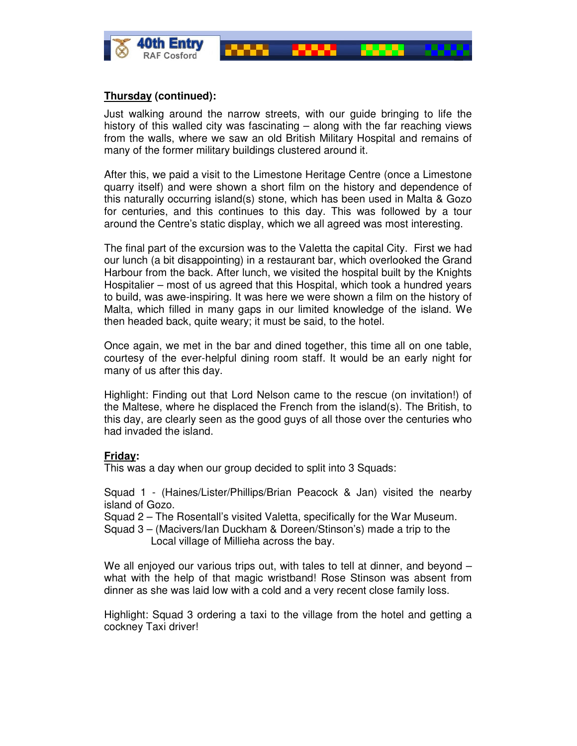**Thursday (continued):**

Just walking around the narrow streets, with our guide bringing to life the history of this walled city was fascinating – along with the far reaching views from the walls, where we saw an old British Military Hospital and remains of many of the former military buildings clustered around it.

After this, we paid a visit to the Limestone Heritage Centre (once a Limestone quarry itself) and were shown a short film on the history and dependence of this naturally occurring island(s) stone, which has been used in Malta & Gozo for centuries, and this continues to this day. This was followed by a tour around the Centre's static display, which we all agreed was most interesting.

The final part of the excursion was to the Valetta the capital City. First we had our lunch (a bit disappointing) in a restaurant bar, which overlooked the Grand Harbour from the back. After lunch, we visited the hospital built by the Knights Hospitalier – most of us agreed that this Hospital, which took a hundred years to build, was awe-inspiring. It was here we were shown a film on the history of Malta, which filled in many gaps in our limited knowledge of the island. We then headed back, quite weary; it must be said, to the hotel.

Once again, we met in the bar and dined together, this time all on one table, courtesy of the ever-helpful dining room staff. It would be an early night for many of us after this day.

Highlight: Finding out that Lord Nelson came to the rescue (on invitation!) of the Maltese, where he displaced the French from the island(s). The British, to this day, are clearly seen as the good guys of all those over the centuries who had invaded the island.

**Friday:**

This was a day when our group decided to split into 3 Squads:

Squad 1 - (Haines/Lister/Phillips/Brian Peacock & Jan) visited the nearby island of Gozo.
Squad 2 – The Rosentall's visited Valetta, specifically for the War Museum.
Squad 3 – (Macivers/Ian Duckham & Doreen/Stinson's) made a trip to the Local village of Millieha across the bay.

We all enjoyed our various trips out, with tales to tell at dinner, and beyond – what with the help of that magic wristband! Rose Stinson was absent from dinner as she was laid low with a cold and a very recent close family loss.

Highlight: Squad 3 ordering a taxi to the village from the hotel and getting a cockney Taxi driver!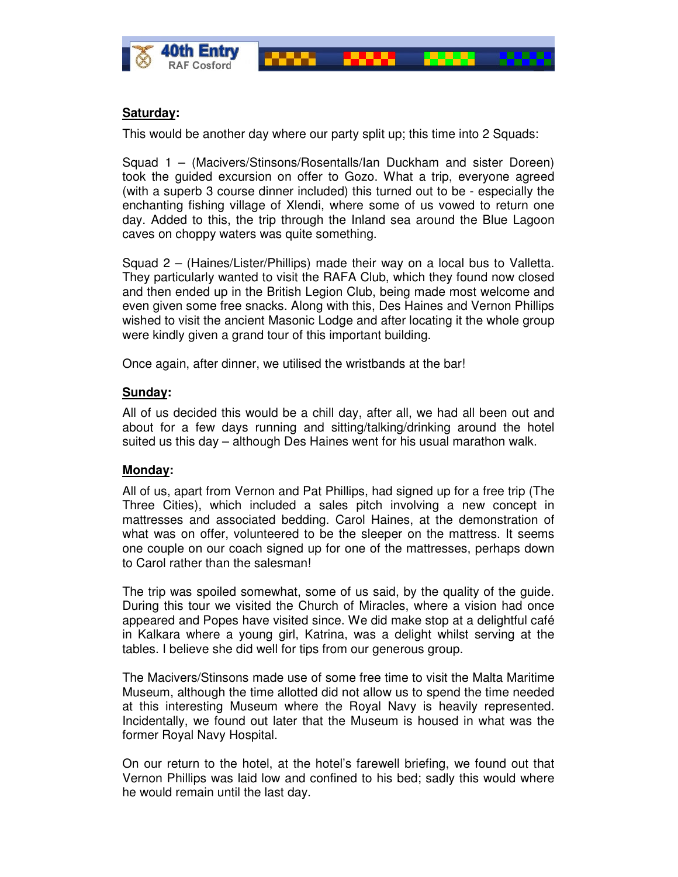**<u>Saturday</u>:**

This would be another day where our party split up; this time into 2 Squads:

Squad 1 – (Macivers/Stinsons/Rosentalls/Ian Duckham and sister Doreen) took the guided excursion on offer to Gozo. What a trip, everyone agreed (with a superb 3 course dinner included) this turned out to be - especially the enchanting fishing village of Xlendi, where some of us vowed to return one day. Added to this, the trip through the Inland sea around the Blue Lagoon caves on choppy waters was quite something.

Squad 2 – (Haines/Lister/Phillips) made their way on a local bus to Valletta. They particularly wanted to visit the RAFA Club, which they found now closed and then ended up in the British Legion Club, being made most welcome and even given some free snacks. Along with this, Des Haines and Vernon Phillips wished to visit the ancient Masonic Lodge and after locating it the whole group were kindly given a grand tour of this important building.

Once again, after dinner, we utilised the wristbands at the bar!

**<u>Sunday</u>:**

All of us decided this would be a chill day, after all, we had all been out and about for a few days running and sitting/talking/drinking around the hotel suited us this day – although Des Haines went for his usual marathon walk.

**<u>Monday</u>:**

All of us, apart from Vernon and Pat Phillips, had signed up for a free trip (The Three Cities), which included a sales pitch involving a new concept in mattresses and associated bedding. Carol Haines, at the demonstration of what was on offer, volunteered to be the sleeper on the mattress. It seems one couple on our coach signed up for one of the mattresses, perhaps down to Carol rather than the salesman!

The trip was spoiled somewhat, some of us said, by the quality of the guide. During this tour we visited the Church of Miracles, where a vision had once appeared and Popes have visited since. We did make stop at a delightful café in Kalkara where a young girl, Katrina, was a delight whilst serving at the tables. I believe she did well for tips from our generous group.

The Macivers/Stinsons made use of some free time to visit the Malta Maritime Museum, although the time allotted did not allow us to spend the time needed at this interesting Museum where the Royal Navy is heavily represented. Incidentally, we found out later that the Museum is housed in what was the former Royal Navy Hospital.

On our return to the hotel, at the hotel's farewell briefing, we found out that Vernon Phillips was laid low and confined to his bed; sadly this would where he would remain until the last day.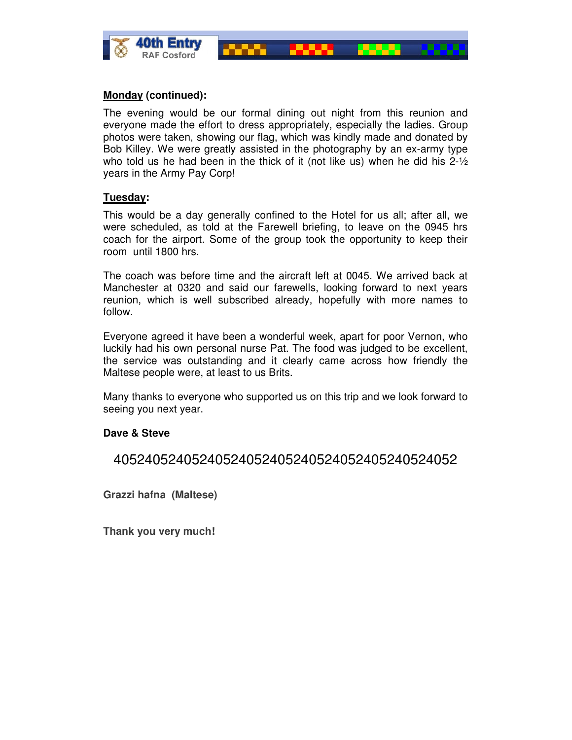**Monday (continued):**

The evening would be our formal dining out night from this reunion and everyone made the effort to dress appropriately, especially the ladies. Group photos were taken, showing our flag, which was kindly made and donated by Bob Killey. We were greatly assisted in the photography by an ex-army type who told us he had been in the thick of it (not like us) when he did his 2-½ years in the Army Pay Corp!

**Tuesday:**

This would be a day generally confined to the Hotel for us all; after all, we were scheduled, as told at the Farewell briefing, to leave on the 0945 hrs coach for the airport. Some of the group took the opportunity to keep their room until 1800 hrs.

The coach was before time and the aircraft left at 0045. We arrived back at Manchester at 0320 and said our farewells, looking forward to next years reunion, which is well subscribed already, hopefully with more names to follow.

Everyone agreed it have been a wonderful week, apart for poor Vernon, who luckily had his own personal nurse Pat. The food was judged to be excellent, the service was outstanding and it clearly came across how friendly the Maltese people were, at least to us Brits.

Many thanks to everyone who supported us on this trip and we look forward to seeing you next year.

**Dave & Steve**

40524052405240524052405240524052405240524052

**Grazzi hafna (Maltese)**

**Thank you very much!**